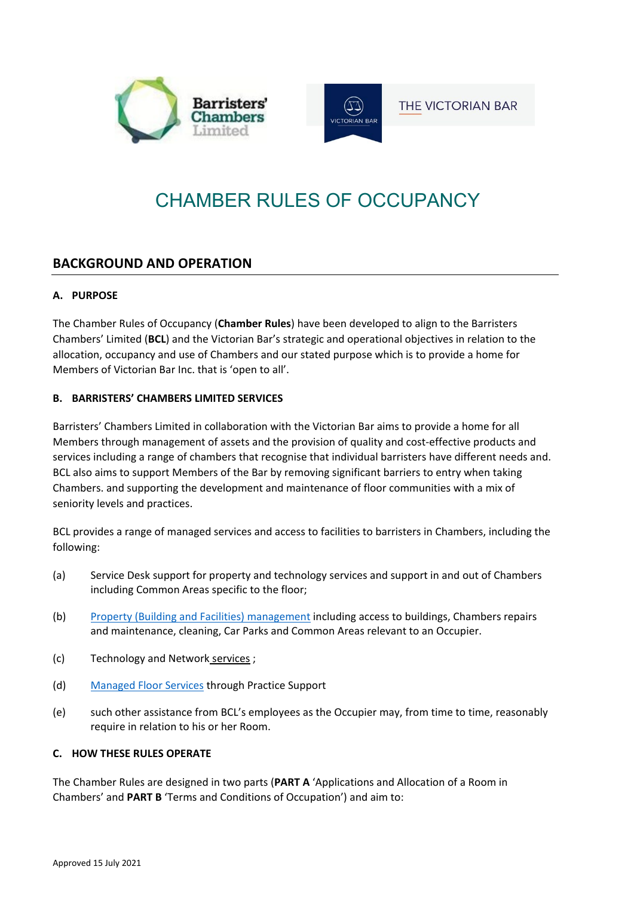# CHAMBER RULES OF OCCUPANCY

## BACKGROUND AND OPERATION

### A. PURPOSE

The Chamber Rules of Occupancy (**Chamber Rules**) have been developed to align to the Barristers Chambers' Limited (**BCL**) and the Victorian Bar's strategic and operational objectives in relation to the allocation, occupancy and use of Chambers and our stated purpose which is to provide a home for Members of Victorian Bar Inc. that is 'open to all'.

### B. BARRISTERS' CHAMBERS LIMITED SERVICES

Barristers' Chambers Limited in collaboration with the Victorian Bar aims to provide a home for all Members through management of assets and the provision of quality and cost-effective products and services including a range of chambers that recognise that individual barristers have different needs and. BCL also aims to support Members of the Bar by removing significant barriers to entry when taking Chambers. and supporting the development and maintenance of floor communities with a mix of seniority levels and practices.

BCL provides a range of managed services and access to facilities to barristers in Chambers, including the following:

(a) Service Desk support for property and technology services and support in and out of Chambers including Common Areas specific to the floor;

(b) Property (Building and Facilities) management including access to buildings, Chambers repairs and maintenance, cleaning, Car Parks and Common Areas relevant to an Occupier.

(c) Technology and Network services ;

(d) Managed Floor Services through Practice Support

(e) such other assistance from BCL's employees as the Occupier may, from time to time, reasonably require in relation to his or her Room.

### C. HOW THESE RULES OPERATE

The Chamber Rules are designed in two parts (**PART A** 'Applications and Allocation of a Room in Chambers' and **PART B** 'Terms and Conditions of Occupation') and aim to:

Approved 15 July 2021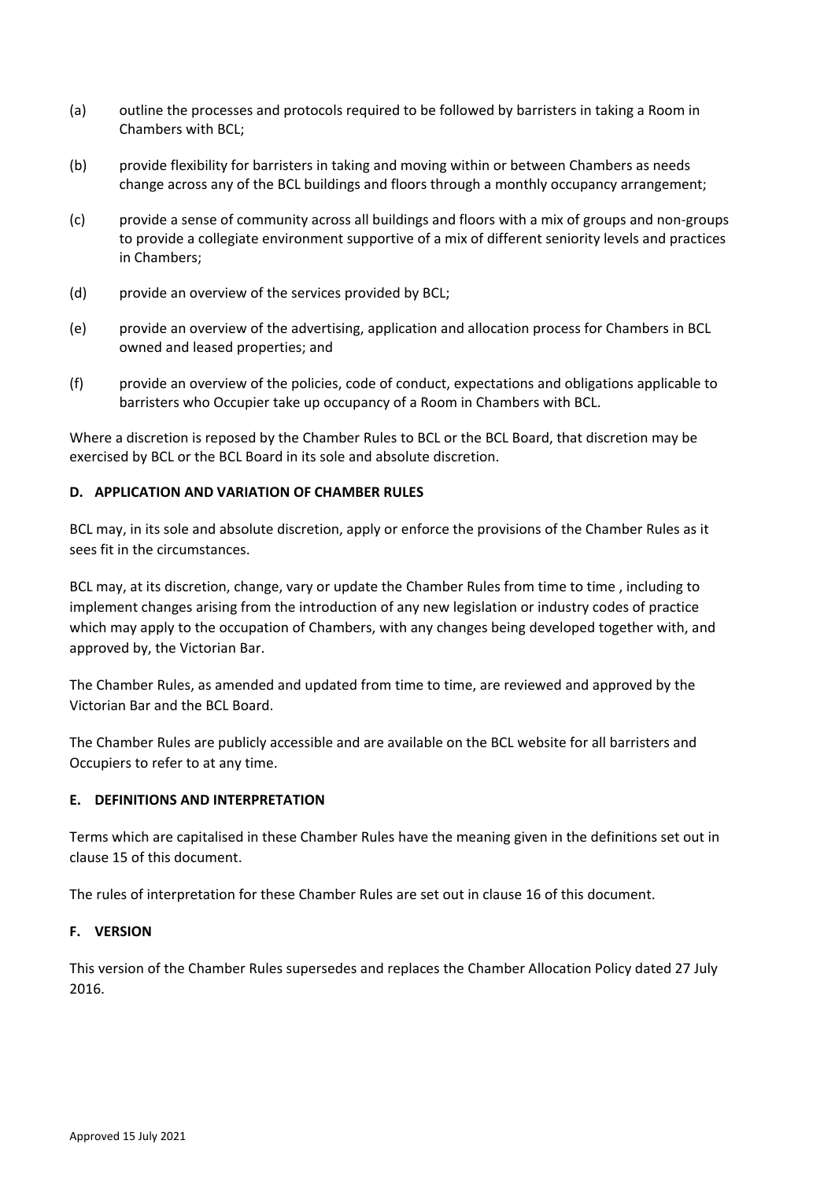(a) outline the processes and protocols required to be followed by barristers in taking a Room in Chambers with BCL;

(b) provide flexibility for barristers in taking and moving within or between Chambers as needs change across any of the BCL buildings and floors through a monthly occupancy arrangement;

(c) provide a sense of community across all buildings and floors with a mix of groups and non-groups to provide a collegiate environment supportive of a mix of different seniority levels and practices in Chambers;

(d) provide an overview of the services provided by BCL;

(e) provide an overview of the advertising, application and allocation process for Chambers in BCL owned and leased properties; and

(f) provide an overview of the policies, code of conduct, expectations and obligations applicable to barristers who Occupier take up occupancy of a Room in Chambers with BCL.

Where a discretion is reposed by the Chamber Rules to BCL or the BCL Board, that discretion may be exercised by BCL or the BCL Board in its sole and absolute discretion.

**D. APPLICATION AND VARIATION OF CHAMBER RULES**

BCL may, in its sole and absolute discretion, apply or enforce the provisions of the Chamber Rules as it sees fit in the circumstances.

BCL may, at its discretion, change, vary or update the Chamber Rules from time to time , including to implement changes arising from the introduction of any new legislation or industry codes of practice which may apply to the occupation of Chambers, with any changes being developed together with, and approved by, the Victorian Bar.

The Chamber Rules, as amended and updated from time to time, are reviewed and approved by the Victorian Bar and the BCL Board.

The Chamber Rules are publicly accessible and are available on the BCL website for all barristers and Occupiers to refer to at any time.

**E. DEFINITIONS AND INTERPRETATION**

Terms which are capitalised in these Chamber Rules have the meaning given in the definitions set out in clause 15 of this document.

The rules of interpretation for these Chamber Rules are set out in clause 16 of this document.

**F. VERSION**

This version of the Chamber Rules supersedes and replaces the Chamber Allocation Policy dated 27 July 2016.

Approved 15 July 2021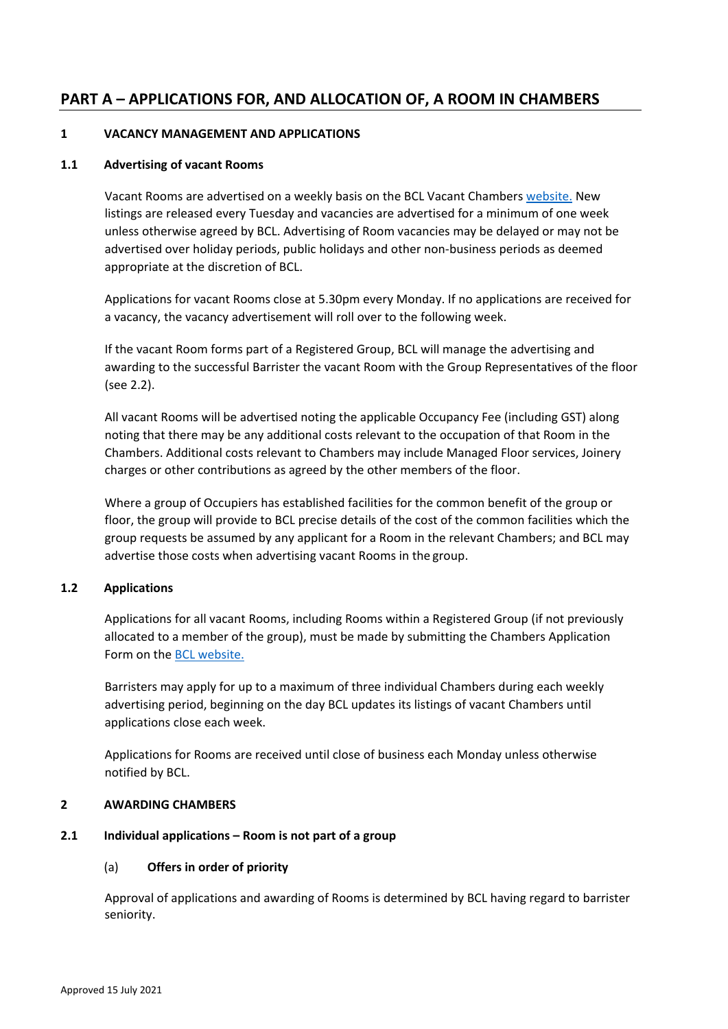# PART A – APPLICATIONS FOR, AND ALLOCATION OF, A ROOM IN CHAMBERS

## 1 VACANCY MANAGEMENT AND APPLICATIONS

### 1.1 Advertising of vacant Rooms

Vacant Rooms are advertised on a weekly basis on the BCL Vacant Chambers website. New listings are released every Tuesday and vacancies are advertised for a minimum of one week unless otherwise agreed by BCL. Advertising of Room vacancies may be delayed or may not be advertised over holiday periods, public holidays and other non-business periods as deemed appropriate at the discretion of BCL.

Applications for vacant Rooms close at 5.30pm every Monday. If no applications are received for a vacancy, the vacancy advertisement will roll over to the following week.

If the vacant Room forms part of a Registered Group, BCL will manage the advertising and awarding to the successful Barrister the vacant Room with the Group Representatives of the floor (see 2.2).

All vacant Rooms will be advertised noting the applicable Occupancy Fee (including GST) along noting that there may be any additional costs relevant to the occupation of that Room in the Chambers. Additional costs relevant to Chambers may include Managed Floor services, Joinery charges or other contributions as agreed by the other members of the floor.

Where a group of Occupiers has established facilities for the common benefit of the group or floor, the group will provide to BCL precise details of the cost of the common facilities which the group requests be assumed by any applicant for a Room in the relevant Chambers; and BCL may advertise those costs when advertising vacant Rooms in the group.

### 1.2 Applications

Applications for all vacant Rooms, including Rooms within a Registered Group (if not previously allocated to a member of the group), must be made by submitting the Chambers Application Form on the BCL website.

Barristers may apply for up to a maximum of three individual Chambers during each weekly advertising period, beginning on the day BCL updates its listings of vacant Chambers until applications close each week.

Applications for Rooms are received until close of business each Monday unless otherwise notified by BCL.

## 2 AWARDING CHAMBERS

### 2.1 Individual applications – Room is not part of a group

#### (a) Offers in order of priority

Approval of applications and awarding of Rooms is determined by BCL having regard to barrister seniority.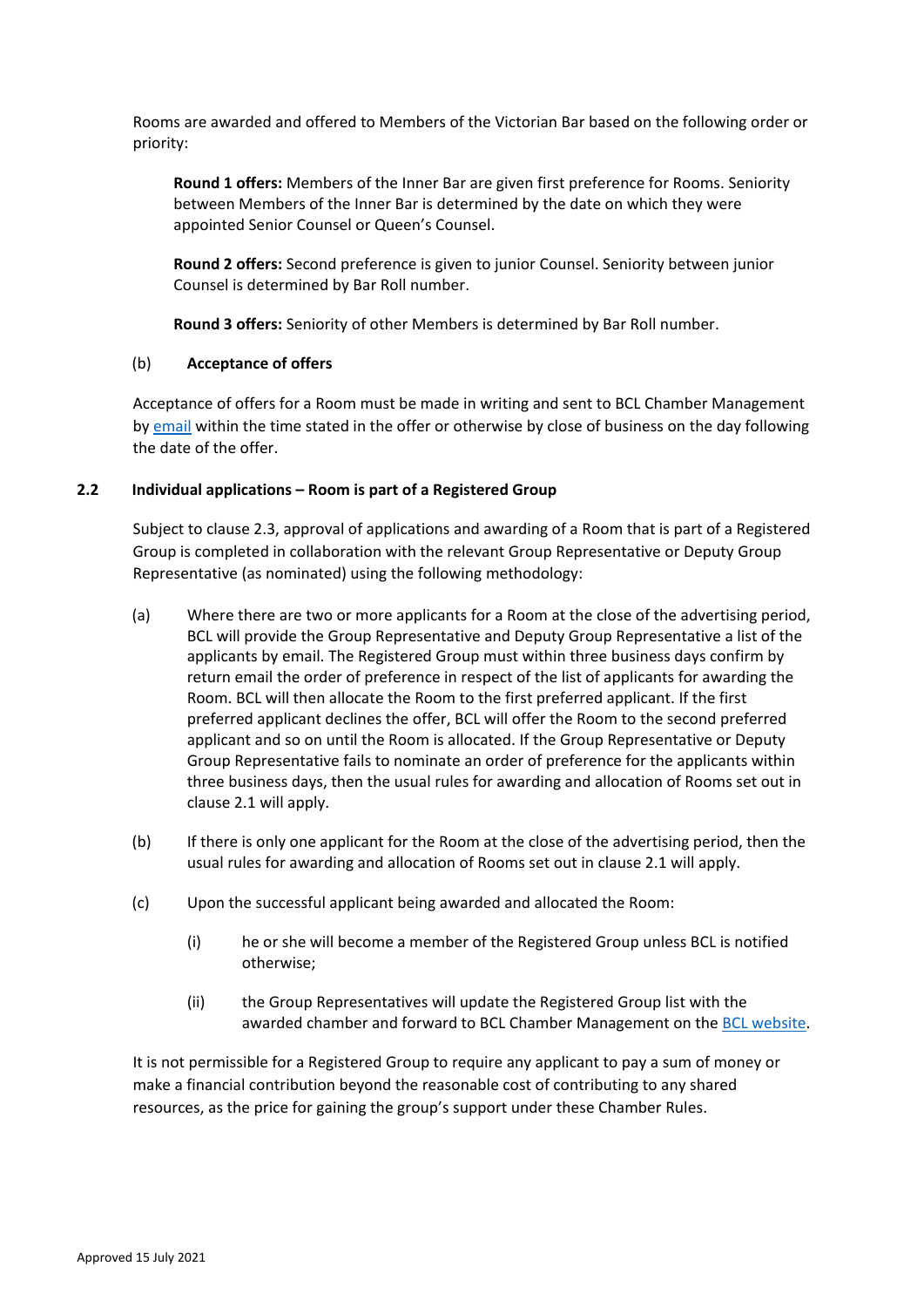Rooms are awarded and offered to Members of the Victorian Bar based on the following order or priority:

> **Round 1 offers:** Members of the Inner Bar are given first preference for Rooms. Seniority between Members of the Inner Bar is determined by the date on which they were appointed Senior Counsel or Queen's Counsel.
>
> **Round 2 offers:** Second preference is given to junior Counsel. Seniority between junior Counsel is determined by Bar Roll number.
>
> **Round 3 offers:** Seniority of other Members is determined by Bar Roll number.

(b) **Acceptance of offers**

Acceptance of offers for a Room must be made in writing and sent to BCL Chamber Management by email within the time stated in the offer or otherwise by close of business on the day following the date of the offer.

### 2.2 Individual applications – Room is part of a Registered Group

Subject to clause 2.3, approval of applications and awarding of a Room that is part of a Registered Group is completed in collaboration with the relevant Group Representative or Deputy Group Representative (as nominated) using the following methodology:

(a) Where there are two or more applicants for a Room at the close of the advertising period, BCL will provide the Group Representative and Deputy Group Representative a list of the applicants by email. The Registered Group must within three business days confirm by return email the order of preference in respect of the list of applicants for awarding the Room. BCL will then allocate the Room to the first preferred applicant. If the first preferred applicant declines the offer, BCL will offer the Room to the second preferred applicant and so on until the Room is allocated. If the Group Representative or Deputy Group Representative fails to nominate an order of preference for the applicants within three business days, then the usual rules for awarding and allocation of Rooms set out in clause 2.1 will apply.

(b) If there is only one applicant for the Room at the close of the advertising period, then the usual rules for awarding and allocation of Rooms set out in clause 2.1 will apply.

(c) Upon the successful applicant being awarded and allocated the Room:

   (i) he or she will become a member of the Registered Group unless BCL is notified otherwise;

   (ii) the Group Representatives will update the Registered Group list with the awarded chamber and forward to BCL Chamber Management on the BCL website.

It is not permissible for a Registered Group to require any applicant to pay a sum of money or make a financial contribution beyond the reasonable cost of contributing to any shared resources, as the price for gaining the group's support under these Chamber Rules.

Approved 15 July 2021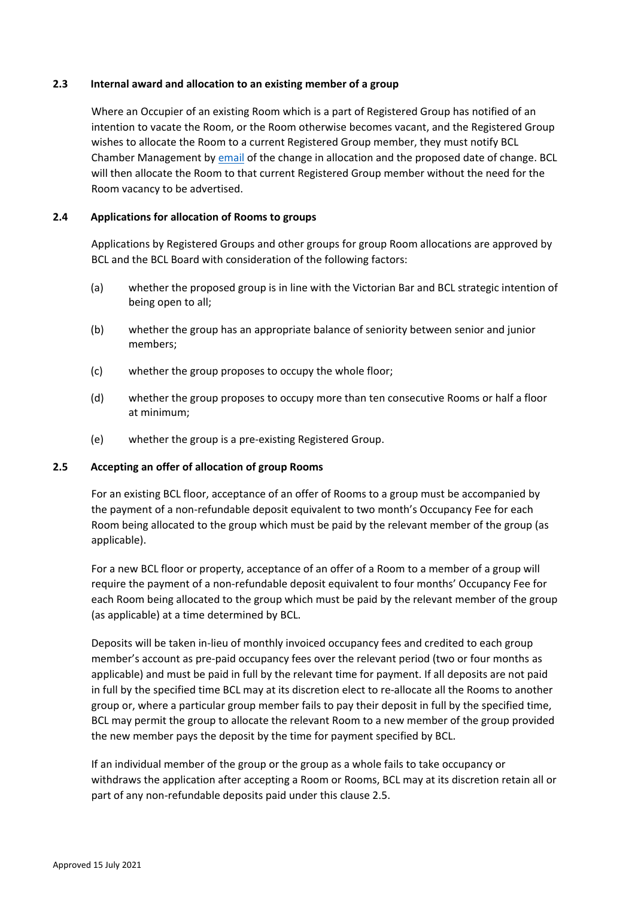### 2.3 Internal award and allocation to an existing member of a group

Where an Occupier of an existing Room which is a part of Registered Group has notified of an intention to vacate the Room, or the Room otherwise becomes vacant, and the Registered Group wishes to allocate the Room to a current Registered Group member, they must notify BCL Chamber Management by email of the change in allocation and the proposed date of change. BCL will then allocate the Room to that current Registered Group member without the need for the Room vacancy to be advertised.

### 2.4 Applications for allocation of Rooms to groups

Applications by Registered Groups and other groups for group Room allocations are approved by BCL and the BCL Board with consideration of the following factors:

(a) whether the proposed group is in line with the Victorian Bar and BCL strategic intention of being open to all;

(b) whether the group has an appropriate balance of seniority between senior and junior members;

(c) whether the group proposes to occupy the whole floor;

(d) whether the group proposes to occupy more than ten consecutive Rooms or half a floor at minimum;

(e) whether the group is a pre-existing Registered Group.

### 2.5 Accepting an offer of allocation of group Rooms

For an existing BCL floor, acceptance of an offer of Rooms to a group must be accompanied by the payment of a non-refundable deposit equivalent to two month's Occupancy Fee for each Room being allocated to the group which must be paid by the relevant member of the group (as applicable).

For a new BCL floor or property, acceptance of an offer of a Room to a member of a group will require the payment of a non-refundable deposit equivalent to four months' Occupancy Fee for each Room being allocated to the group which must be paid by the relevant member of the group (as applicable) at a time determined by BCL.

Deposits will be taken in-lieu of monthly invoiced occupancy fees and credited to each group member's account as pre-paid occupancy fees over the relevant period (two or four months as applicable) and must be paid in full by the relevant time for payment. If all deposits are not paid in full by the specified time BCL may at its discretion elect to re-allocate all the Rooms to another group or, where a particular group member fails to pay their deposit in full by the specified time, BCL may permit the group to allocate the relevant Room to a new member of the group provided the new member pays the deposit by the time for payment specified by BCL.

If an individual member of the group or the group as a whole fails to take occupancy or withdraws the application after accepting a Room or Rooms, BCL may at its discretion retain all or part of any non-refundable deposits paid under this clause 2.5.

Approved 15 July 2021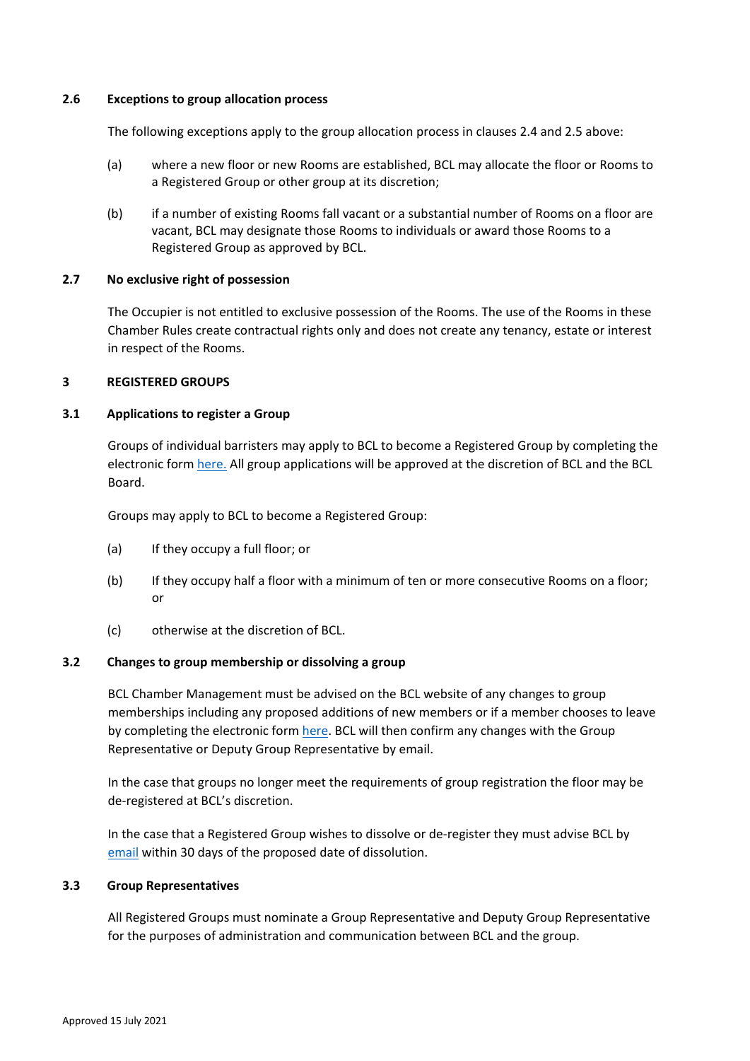### 2.6 Exceptions to group allocation process

The following exceptions apply to the group allocation process in clauses 2.4 and 2.5 above:

(a) where a new floor or new Rooms are established, BCL may allocate the floor or Rooms to a Registered Group or other group at its discretion;

(b) if a number of existing Rooms fall vacant or a substantial number of Rooms on a floor are vacant, BCL may designate those Rooms to individuals or award those Rooms to a Registered Group as approved by BCL.

### 2.7 No exclusive right of possession

The Occupier is not entitled to exclusive possession of the Rooms. The use of the Rooms in these Chamber Rules create contractual rights only and does not create any tenancy, estate or interest in respect of the Rooms.

## 3 REGISTERED GROUPS

### 3.1 Applications to register a Group

Groups of individual barristers may apply to BCL to become a Registered Group by completing the electronic form here. All group applications will be approved at the discretion of BCL and the BCL Board.

Groups may apply to BCL to become a Registered Group:

(a) If they occupy a full floor; or

(b) If they occupy half a floor with a minimum of ten or more consecutive Rooms on a floor; or

(c) otherwise at the discretion of BCL.

### 3.2 Changes to group membership or dissolving a group

BCL Chamber Management must be advised on the BCL website of any changes to group memberships including any proposed additions of new members or if a member chooses to leave by completing the electronic form here. BCL will then confirm any changes with the Group Representative or Deputy Group Representative by email.

In the case that groups no longer meet the requirements of group registration the floor may be de-registered at BCL's discretion.

In the case that a Registered Group wishes to dissolve or de-register they must advise BCL by email within 30 days of the proposed date of dissolution.

### 3.3 Group Representatives

All Registered Groups must nominate a Group Representative and Deputy Group Representative for the purposes of administration and communication between BCL and the group.

Approved 15 July 2021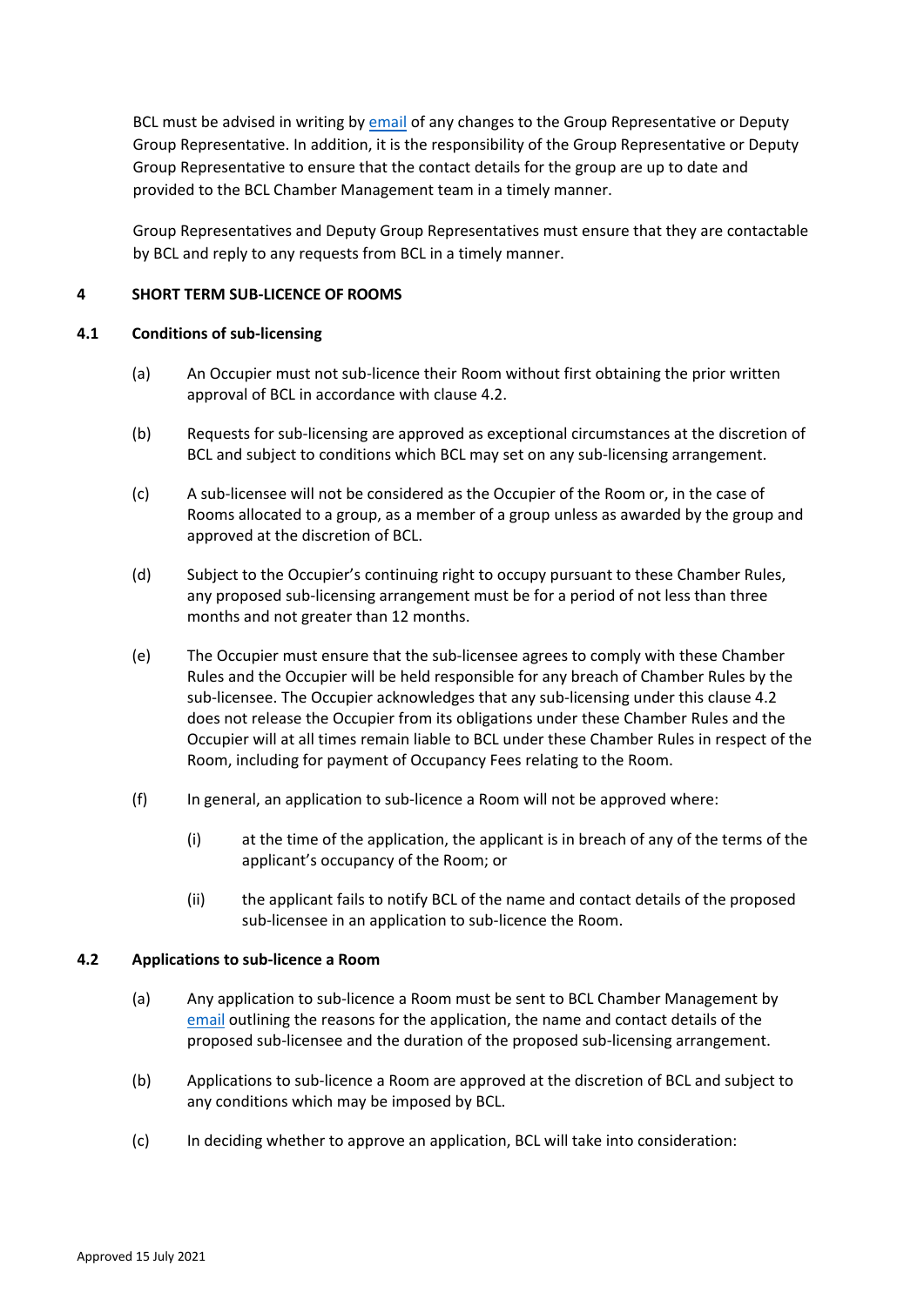BCL must be advised in writing by email of any changes to the Group Representative or Deputy Group Representative. In addition, it is the responsibility of the Group Representative or Deputy Group Representative to ensure that the contact details for the group are up to date and provided to the BCL Chamber Management team in a timely manner.

Group Representatives and Deputy Group Representatives must ensure that they are contactable by BCL and reply to any requests from BCL in a timely manner.

## 4 SHORT TERM SUB-LICENCE OF ROOMS

### 4.1 Conditions of sub-licensing

(a) An Occupier must not sub-licence their Room without first obtaining the prior written approval of BCL in accordance with clause 4.2.

(b) Requests for sub-licensing are approved as exceptional circumstances at the discretion of BCL and subject to conditions which BCL may set on any sub-licensing arrangement.

(c) A sub-licensee will not be considered as the Occupier of the Room or, in the case of Rooms allocated to a group, as a member of a group unless as awarded by the group and approved at the discretion of BCL.

(d) Subject to the Occupier's continuing right to occupy pursuant to these Chamber Rules, any proposed sub-licensing arrangement must be for a period of not less than three months and not greater than 12 months.

(e) The Occupier must ensure that the sub-licensee agrees to comply with these Chamber Rules and the Occupier will be held responsible for any breach of Chamber Rules by the sub-licensee. The Occupier acknowledges that any sub-licensing under this clause 4.2 does not release the Occupier from its obligations under these Chamber Rules and the Occupier will at all times remain liable to BCL under these Chamber Rules in respect of the Room, including for payment of Occupancy Fees relating to the Room.

(f) In general, an application to sub-licence a Room will not be approved where:

(i) at the time of the application, the applicant is in breach of any of the terms of the applicant's occupancy of the Room; or

(ii) the applicant fails to notify BCL of the name and contact details of the proposed sub-licensee in an application to sub-licence the Room.

### 4.2 Applications to sub-licence a Room

(a) Any application to sub-licence a Room must be sent to BCL Chamber Management by email outlining the reasons for the application, the name and contact details of the proposed sub-licensee and the duration of the proposed sub-licensing arrangement.

(b) Applications to sub-licence a Room are approved at the discretion of BCL and subject to any conditions which may be imposed by BCL.

(c) In deciding whether to approve an application, BCL will take into consideration: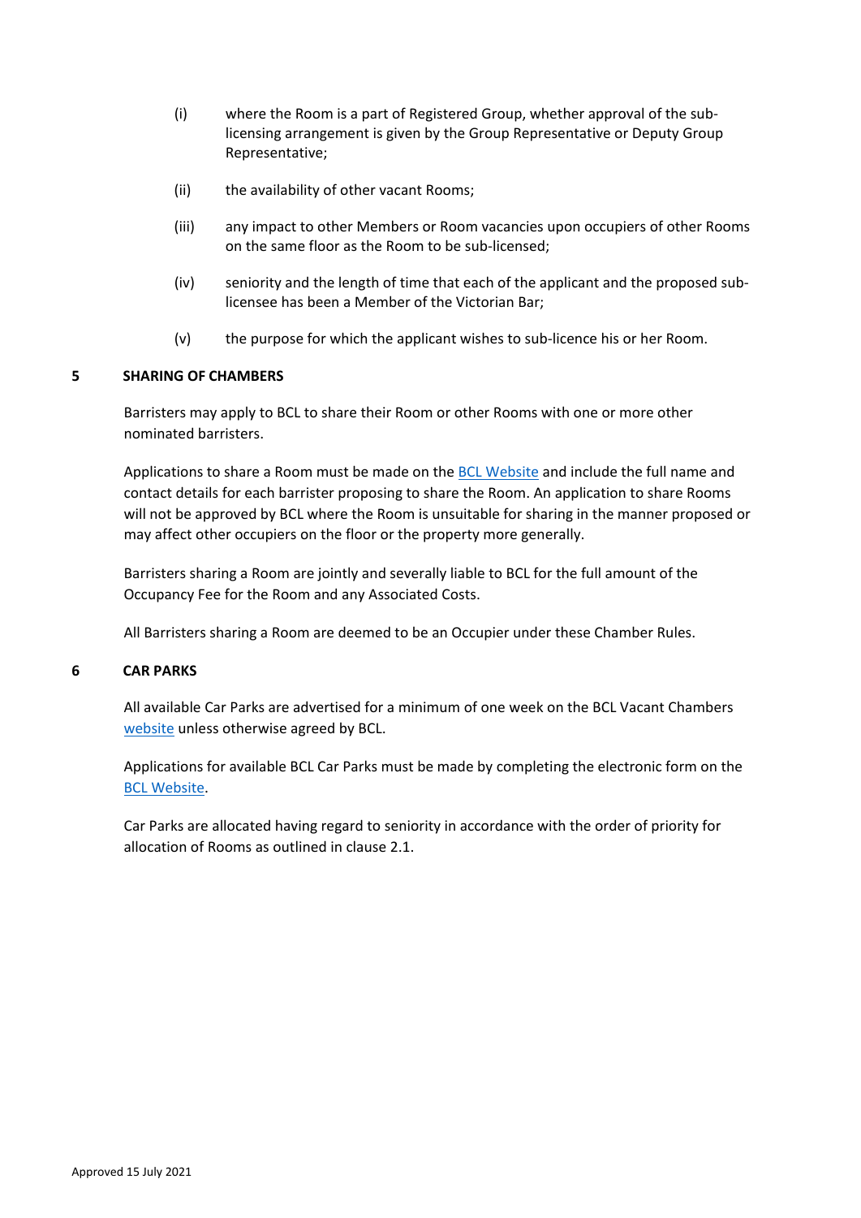(i) where the Room is a part of Registered Group, whether approval of the sub-licensing arrangement is given by the Group Representative or Deputy Group Representative;

(ii) the availability of other vacant Rooms;

(iii) any impact to other Members or Room vacancies upon occupiers of other Rooms on the same floor as the Room to be sub-licensed;

(iv) seniority and the length of time that each of the applicant and the proposed sub-licensee has been a Member of the Victorian Bar;

(v) the purpose for which the applicant wishes to sub-licence his or her Room.

## 5 SHARING OF CHAMBERS

Barristers may apply to BCL to share their Room or other Rooms with one or more other nominated barristers.

Applications to share a Room must be made on the BCL Website and include the full name and contact details for each barrister proposing to share the Room. An application to share Rooms will not be approved by BCL where the Room is unsuitable for sharing in the manner proposed or may affect other occupiers on the floor or the property more generally.

Barristers sharing a Room are jointly and severally liable to BCL for the full amount of the Occupancy Fee for the Room and any Associated Costs.

All Barristers sharing a Room are deemed to be an Occupier under these Chamber Rules.

## 6 CAR PARKS

All available Car Parks are advertised for a minimum of one week on the BCL Vacant Chambers website unless otherwise agreed by BCL.

Applications for available BCL Car Parks must be made by completing the electronic form on the BCL Website.

Car Parks are allocated having regard to seniority in accordance with the order of priority for allocation of Rooms as outlined in clause 2.1.

Approved 15 July 2021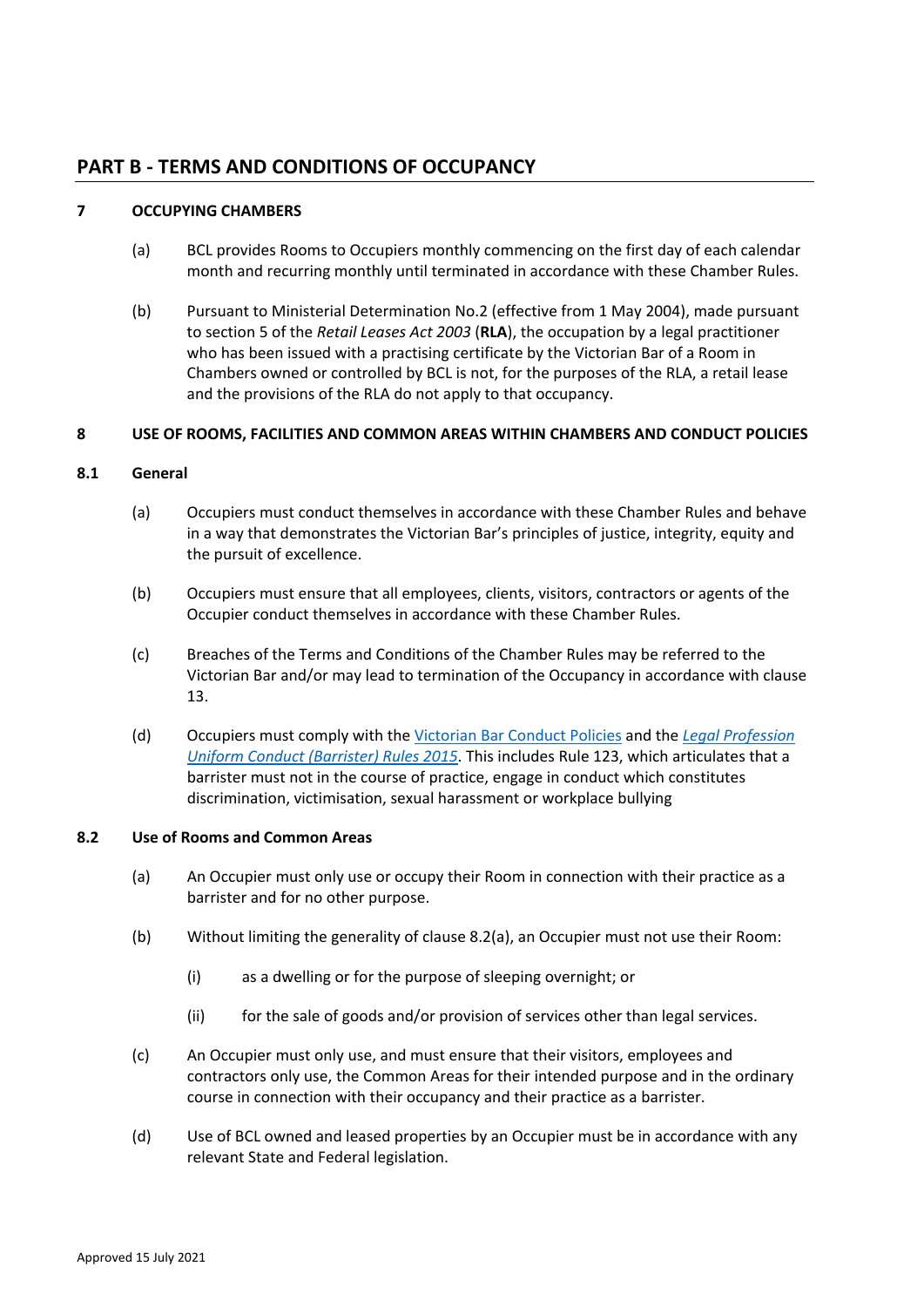## PART B - TERMS AND CONDITIONS OF OCCUPANCY

### 7 OCCUPYING CHAMBERS

(a) BCL provides Rooms to Occupiers monthly commencing on the first day of each calendar month and recurring monthly until terminated in accordance with these Chamber Rules.

(b) Pursuant to Ministerial Determination No.2 (effective from 1 May 2004), made pursuant to section 5 of the *Retail Leases Act 2003* (**RLA**), the occupation by a legal practitioner who has been issued with a practising certificate by the Victorian Bar of a Room in Chambers owned or controlled by BCL is not, for the purposes of the RLA, a retail lease and the provisions of the RLA do not apply to that occupancy.

### 8 USE OF ROOMS, FACILITIES AND COMMON AREAS WITHIN CHAMBERS AND CONDUCT POLICIES

#### 8.1 General

(a) Occupiers must conduct themselves in accordance with these Chamber Rules and behave in a way that demonstrates the Victorian Bar's principles of justice, integrity, equity and the pursuit of excellence.

(b) Occupiers must ensure that all employees, clients, visitors, contractors or agents of the Occupier conduct themselves in accordance with these Chamber Rules.

(c) Breaches of the Terms and Conditions of the Chamber Rules may be referred to the Victorian Bar and/or may lead to termination of the Occupancy in accordance with clause 13.

(d) Occupiers must comply with the Victorian Bar Conduct Policies and the *Legal Profession Uniform Conduct (Barrister) Rules 2015*. This includes Rule 123, which articulates that a barrister must not in the course of practice, engage in conduct which constitutes discrimination, victimisation, sexual harassment or workplace bullying

#### 8.2 Use of Rooms and Common Areas

(a) An Occupier must only use or occupy their Room in connection with their practice as a barrister and for no other purpose.

(b) Without limiting the generality of clause 8.2(a), an Occupier must not use their Room:

   (i) as a dwelling or for the purpose of sleeping overnight; or

   (ii) for the sale of goods and/or provision of services other than legal services.

(c) An Occupier must only use, and must ensure that their visitors, employees and contractors only use, the Common Areas for their intended purpose and in the ordinary course in connection with their occupancy and their practice as a barrister.

(d) Use of BCL owned and leased properties by an Occupier must be in accordance with any relevant State and Federal legislation.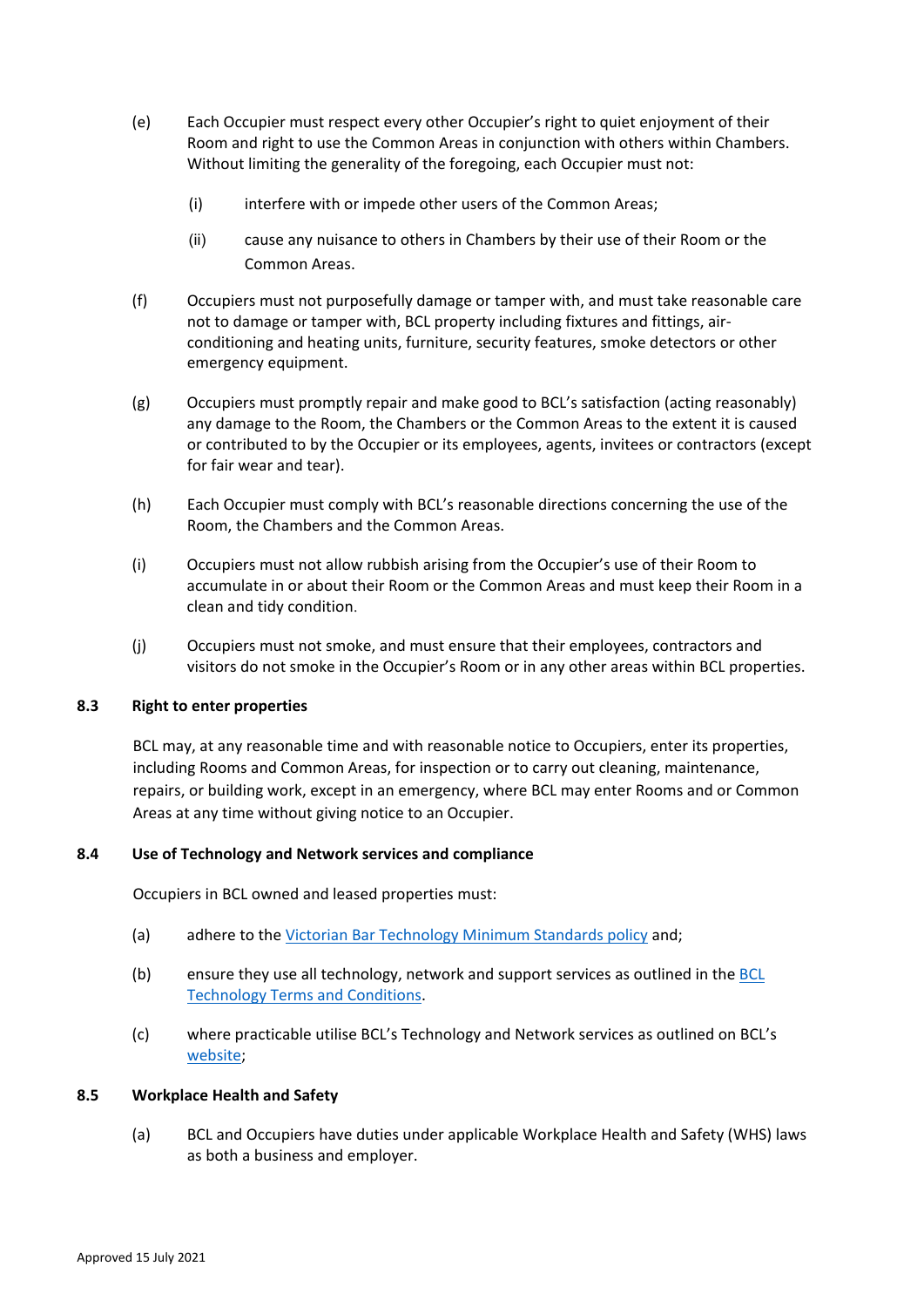(e) Each Occupier must respect every other Occupier's right to quiet enjoyment of their Room and right to use the Common Areas in conjunction with others within Chambers. Without limiting the generality of the foregoing, each Occupier must not:

   (i) interfere with or impede other users of the Common Areas;

   (ii) cause any nuisance to others in Chambers by their use of their Room or the Common Areas.

(f) Occupiers must not purposefully damage or tamper with, and must take reasonable care not to damage or tamper with, BCL property including fixtures and fittings, air-conditioning and heating units, furniture, security features, smoke detectors or other emergency equipment.

(g) Occupiers must promptly repair and make good to BCL's satisfaction (acting reasonably) any damage to the Room, the Chambers or the Common Areas to the extent it is caused or contributed to by the Occupier or its employees, agents, invitees or contractors (except for fair wear and tear).

(h) Each Occupier must comply with BCL's reasonable directions concerning the use of the Room, the Chambers and the Common Areas.

(i) Occupiers must not allow rubbish arising from the Occupier's use of their Room to accumulate in or about their Room or the Common Areas and must keep their Room in a clean and tidy condition.

(j) Occupiers must not smoke, and must ensure that their employees, contractors and visitors do not smoke in the Occupier's Room or in any other areas within BCL properties.

### 8.3 Right to enter properties

BCL may, at any reasonable time and with reasonable notice to Occupiers, enter its properties, including Rooms and Common Areas, for inspection or to carry out cleaning, maintenance, repairs, or building work, except in an emergency, where BCL may enter Rooms and or Common Areas at any time without giving notice to an Occupier.

### 8.4 Use of Technology and Network services and compliance

Occupiers in BCL owned and leased properties must:

(a) adhere to the Victorian Bar Technology Minimum Standards policy and;

(b) ensure they use all technology, network and support services as outlined in the BCL Technology Terms and Conditions.

(c) where practicable utilise BCL's Technology and Network services as outlined on BCL's website;

### 8.5 Workplace Health and Safety

(a) BCL and Occupiers have duties under applicable Workplace Health and Safety (WHS) laws as both a business and employer.

Approved 15 July 2021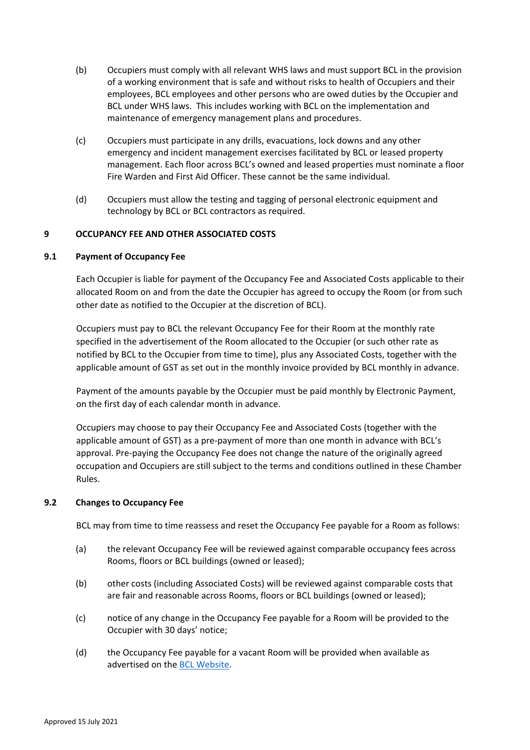(b) Occupiers must comply with all relevant WHS laws and must support BCL in the provision of a working environment that is safe and without risks to health of Occupiers and their employees, BCL employees and other persons who are owed duties by the Occupier and BCL under WHS laws. This includes working with BCL on the implementation and maintenance of emergency management plans and procedures.

(c) Occupiers must participate in any drills, evacuations, lock downs and any other emergency and incident management exercises facilitated by BCL or leased property management. Each floor across BCL's owned and leased properties must nominate a floor Fire Warden and First Aid Officer. These cannot be the same individual.

(d) Occupiers must allow the testing and tagging of personal electronic equipment and technology by BCL or BCL contractors as required.

## 9 OCCUPANCY FEE AND OTHER ASSOCIATED COSTS

### 9.1 Payment of Occupancy Fee

Each Occupier is liable for payment of the Occupancy Fee and Associated Costs applicable to their allocated Room on and from the date the Occupier has agreed to occupy the Room (or from such other date as notified to the Occupier at the discretion of BCL).

Occupiers must pay to BCL the relevant Occupancy Fee for their Room at the monthly rate specified in the advertisement of the Room allocated to the Occupier (or such other rate as notified by BCL to the Occupier from time to time), plus any Associated Costs, together with the applicable amount of GST as set out in the monthly invoice provided by BCL monthly in advance.

Payment of the amounts payable by the Occupier must be paid monthly by Electronic Payment, on the first day of each calendar month in advance.

Occupiers may choose to pay their Occupancy Fee and Associated Costs (together with the applicable amount of GST) as a pre-payment of more than one month in advance with BCL's approval. Pre-paying the Occupancy Fee does not change the nature of the originally agreed occupation and Occupiers are still subject to the terms and conditions outlined in these Chamber Rules.

### 9.2 Changes to Occupancy Fee

BCL may from time to time reassess and reset the Occupancy Fee payable for a Room as follows:

(a) the relevant Occupancy Fee will be reviewed against comparable occupancy fees across Rooms, floors or BCL buildings (owned or leased);

(b) other costs (including Associated Costs) will be reviewed against comparable costs that are fair and reasonable across Rooms, floors or BCL buildings (owned or leased);

(c) notice of any change in the Occupancy Fee payable for a Room will be provided to the Occupier with 30 days' notice;

(d) the Occupancy Fee payable for a vacant Room will be provided when available as advertised on the BCL Website.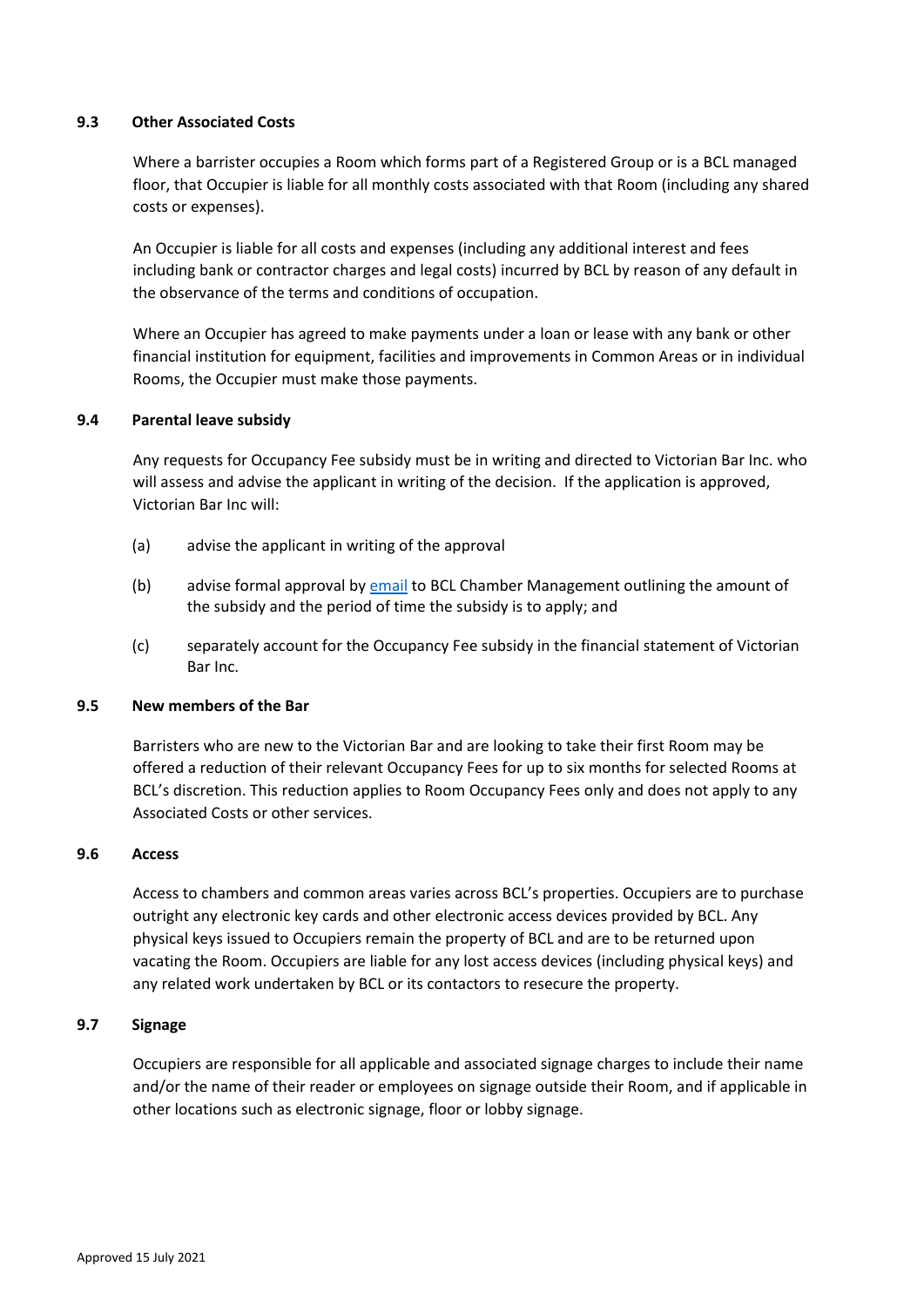### 9.3 Other Associated Costs

Where a barrister occupies a Room which forms part of a Registered Group or is a BCL managed floor, that Occupier is liable for all monthly costs associated with that Room (including any shared costs or expenses).

An Occupier is liable for all costs and expenses (including any additional interest and fees including bank or contractor charges and legal costs) incurred by BCL by reason of any default in the observance of the terms and conditions of occupation.

Where an Occupier has agreed to make payments under a loan or lease with any bank or other financial institution for equipment, facilities and improvements in Common Areas or in individual Rooms, the Occupier must make those payments.

### 9.4 Parental leave subsidy

Any requests for Occupancy Fee subsidy must be in writing and directed to Victorian Bar Inc. who will assess and advise the applicant in writing of the decision. If the application is approved, Victorian Bar Inc will:

(a) advise the applicant in writing of the approval

(b) advise formal approval by email to BCL Chamber Management outlining the amount of the subsidy and the period of time the subsidy is to apply; and

(c) separately account for the Occupancy Fee subsidy in the financial statement of Victorian Bar Inc.

### 9.5 New members of the Bar

Barristers who are new to the Victorian Bar and are looking to take their first Room may be offered a reduction of their relevant Occupancy Fees for up to six months for selected Rooms at BCL's discretion. This reduction applies to Room Occupancy Fees only and does not apply to any Associated Costs or other services.

### 9.6 Access

Access to chambers and common areas varies across BCL's properties. Occupiers are to purchase outright any electronic key cards and other electronic access devices provided by BCL. Any physical keys issued to Occupiers remain the property of BCL and are to be returned upon vacating the Room. Occupiers are liable for any lost access devices (including physical keys) and any related work undertaken by BCL or its contactors to resecure the property.

### 9.7 Signage

Occupiers are responsible for all applicable and associated signage charges to include their name and/or the name of their reader or employees on signage outside their Room, and if applicable in other locations such as electronic signage, floor or lobby signage.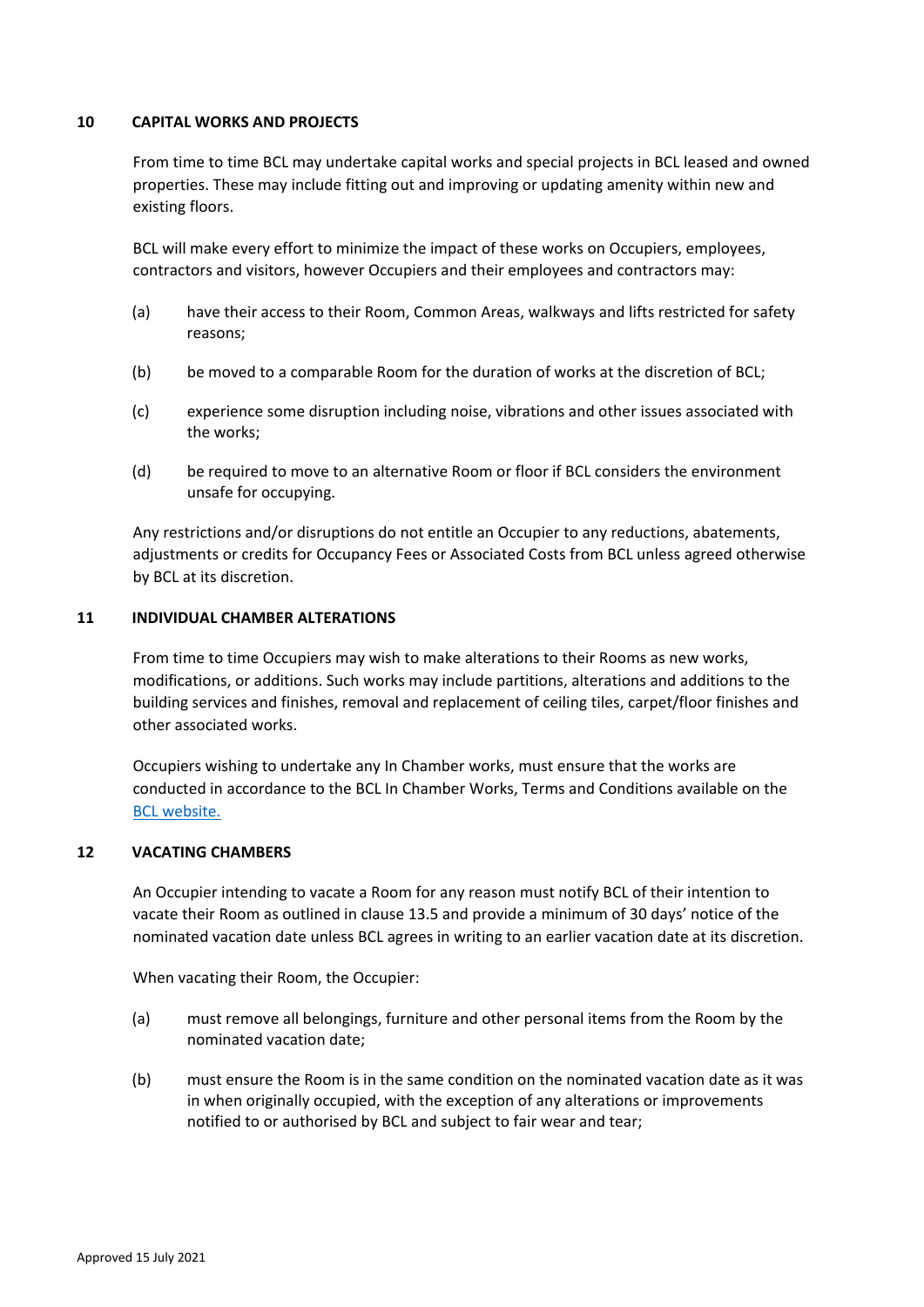## 10 CAPITAL WORKS AND PROJECTS

From time to time BCL may undertake capital works and special projects in BCL leased and owned properties. These may include fitting out and improving or updating amenity within new and existing floors.

BCL will make every effort to minimize the impact of these works on Occupiers, employees, contractors and visitors, however Occupiers and their employees and contractors may:

(a) have their access to their Room, Common Areas, walkways and lifts restricted for safety reasons;

(b) be moved to a comparable Room for the duration of works at the discretion of BCL;

(c) experience some disruption including noise, vibrations and other issues associated with the works;

(d) be required to move to an alternative Room or floor if BCL considers the environment unsafe for occupying.

Any restrictions and/or disruptions do not entitle an Occupier to any reductions, abatements, adjustments or credits for Occupancy Fees or Associated Costs from BCL unless agreed otherwise by BCL at its discretion.

## 11 INDIVIDUAL CHAMBER ALTERATIONS

From time to time Occupiers may wish to make alterations to their Rooms as new works, modifications, or additions. Such works may include partitions, alterations and additions to the building services and finishes, removal and replacement of ceiling tiles, carpet/floor finishes and other associated works.

Occupiers wishing to undertake any In Chamber works, must ensure that the works are conducted in accordance to the BCL In Chamber Works, Terms and Conditions available on the BCL website.

## 12 VACATING CHAMBERS

An Occupier intending to vacate a Room for any reason must notify BCL of their intention to vacate their Room as outlined in clause 13.5 and provide a minimum of 30 days' notice of the nominated vacation date unless BCL agrees in writing to an earlier vacation date at its discretion.

When vacating their Room, the Occupier:

(a) must remove all belongings, furniture and other personal items from the Room by the nominated vacation date;

(b) must ensure the Room is in the same condition on the nominated vacation date as it was in when originally occupied, with the exception of any alterations or improvements notified to or authorised by BCL and subject to fair wear and tear;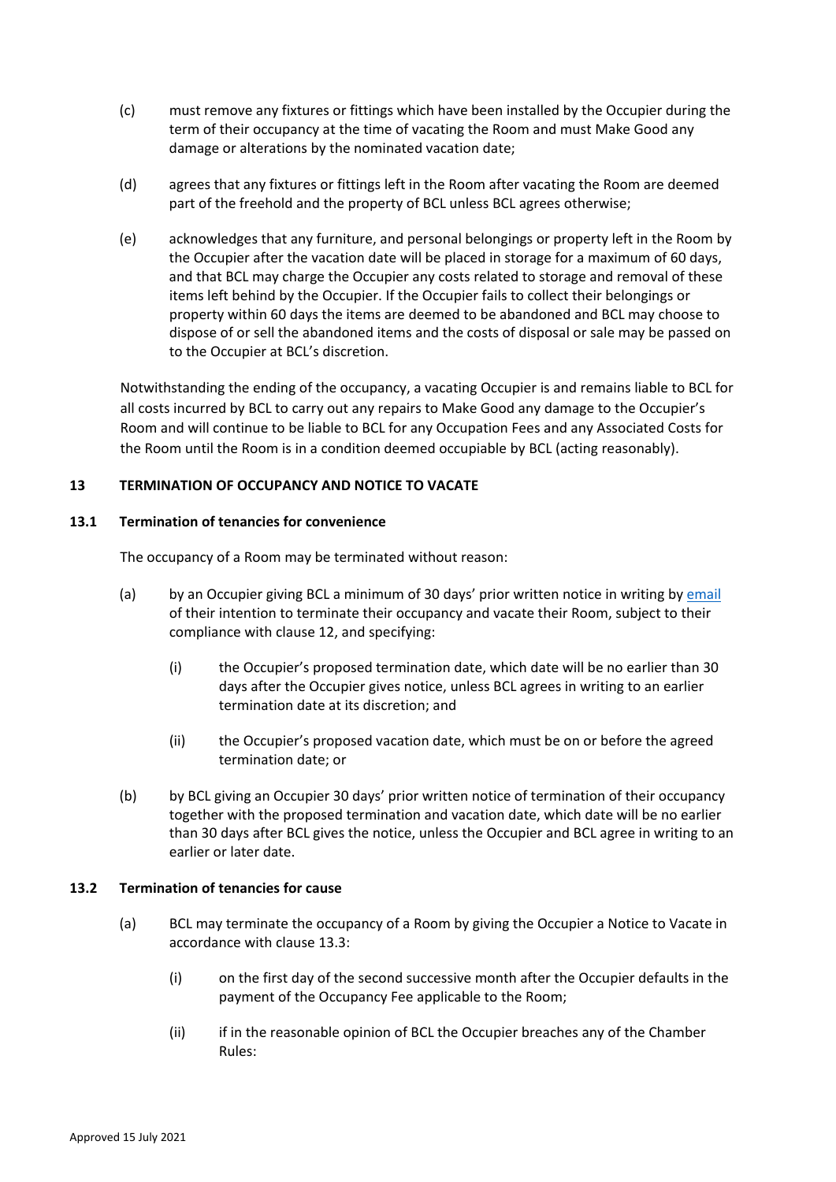(c) must remove any fixtures or fittings which have been installed by the Occupier during the term of their occupancy at the time of vacating the Room and must Make Good any damage or alterations by the nominated vacation date;

(d) agrees that any fixtures or fittings left in the Room after vacating the Room are deemed part of the freehold and the property of BCL unless BCL agrees otherwise;

(e) acknowledges that any furniture, and personal belongings or property left in the Room by the Occupier after the vacation date will be placed in storage for a maximum of 60 days, and that BCL may charge the Occupier any costs related to storage and removal of these items left behind by the Occupier. If the Occupier fails to collect their belongings or property within 60 days the items are deemed to be abandoned and BCL may choose to dispose of or sell the abandoned items and the costs of disposal or sale may be passed on to the Occupier at BCL's discretion.

Notwithstanding the ending of the occupancy, a vacating Occupier is and remains liable to BCL for all costs incurred by BCL to carry out any repairs to Make Good any damage to the Occupier's Room and will continue to be liable to BCL for any Occupation Fees and any Associated Costs for the Room until the Room is in a condition deemed occupiable by BCL (acting reasonably).

## 13 TERMINATION OF OCCUPANCY AND NOTICE TO VACATE

### 13.1 Termination of tenancies for convenience

The occupancy of a Room may be terminated without reason:

(a) by an Occupier giving BCL a minimum of 30 days' prior written notice in writing by email of their intention to terminate their occupancy and vacate their Room, subject to their compliance with clause 12, and specifying:

  (i) the Occupier's proposed termination date, which date will be no earlier than 30 days after the Occupier gives notice, unless BCL agrees in writing to an earlier termination date at its discretion; and

  (ii) the Occupier's proposed vacation date, which must be on or before the agreed termination date; or

(b) by BCL giving an Occupier 30 days' prior written notice of termination of their occupancy together with the proposed termination and vacation date, which date will be no earlier than 30 days after BCL gives the notice, unless the Occupier and BCL agree in writing to an earlier or later date.

### 13.2 Termination of tenancies for cause

(a) BCL may terminate the occupancy of a Room by giving the Occupier a Notice to Vacate in accordance with clause 13.3:

  (i) on the first day of the second successive month after the Occupier defaults in the payment of the Occupancy Fee applicable to the Room;

  (ii) if in the reasonable opinion of BCL the Occupier breaches any of the Chamber Rules: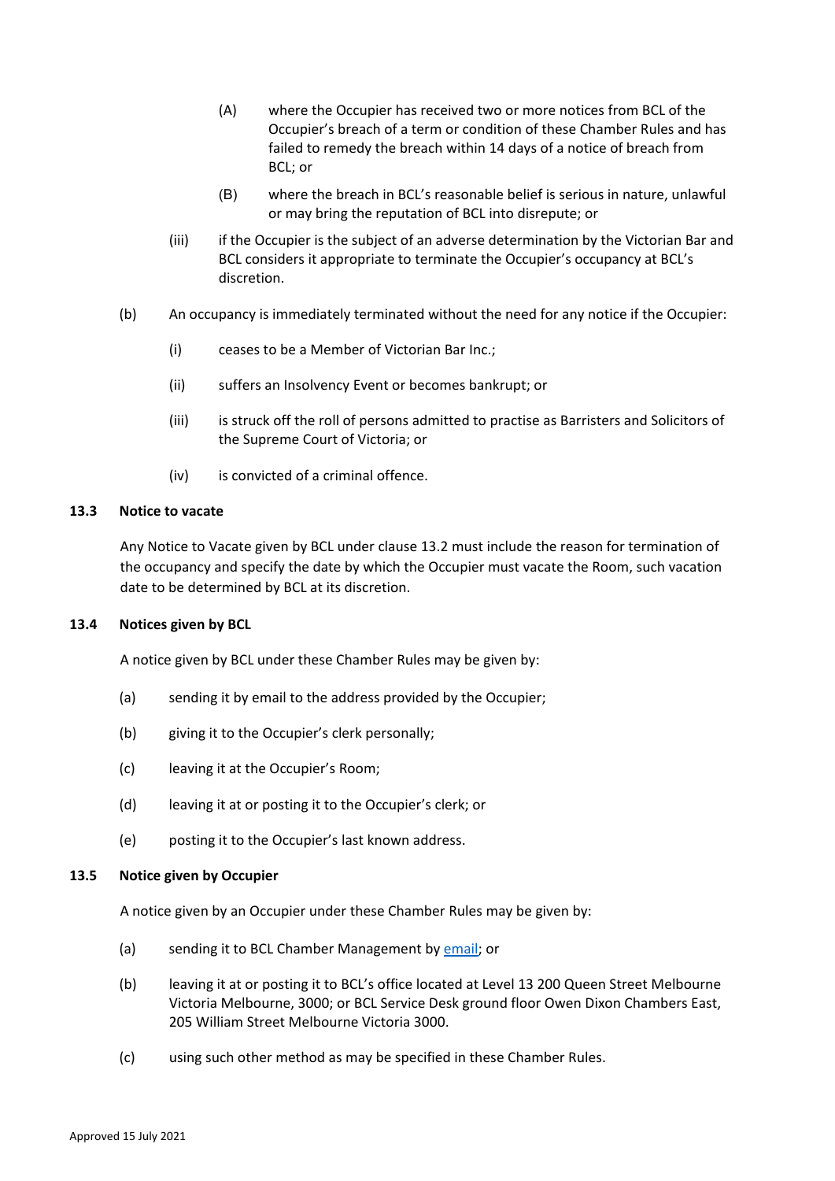(A) where the Occupier has received two or more notices from BCL of the Occupier's breach of a term or condition of these Chamber Rules and has failed to remedy the breach within 14 days of a notice of breach from BCL; or

(B) where the breach in BCL's reasonable belief is serious in nature, unlawful or may bring the reputation of BCL into disrepute; or

(iii) if the Occupier is the subject of an adverse determination by the Victorian Bar and BCL considers it appropriate to terminate the Occupier's occupancy at BCL's discretion.

(b) An occupancy is immediately terminated without the need for any notice if the Occupier:

(i) ceases to be a Member of Victorian Bar Inc.;

(ii) suffers an Insolvency Event or becomes bankrupt; or

(iii) is struck off the roll of persons admitted to practise as Barristers and Solicitors of the Supreme Court of Victoria; or

(iv) is convicted of a criminal offence.

### 13.3 Notice to vacate

Any Notice to Vacate given by BCL under clause 13.2 must include the reason for termination of the occupancy and specify the date by which the Occupier must vacate the Room, such vacation date to be determined by BCL at its discretion.

### 13.4 Notices given by BCL

A notice given by BCL under these Chamber Rules may be given by:

(a) sending it by email to the address provided by the Occupier;

(b) giving it to the Occupier's clerk personally;

(c) leaving it at the Occupier's Room;

(d) leaving it at or posting it to the Occupier's clerk; or

(e) posting it to the Occupier's last known address.

### 13.5 Notice given by Occupier

A notice given by an Occupier under these Chamber Rules may be given by:

(a) sending it to BCL Chamber Management by email; or

(b) leaving it at or posting it to BCL's office located at Level 13 200 Queen Street Melbourne Victoria Melbourne, 3000; or BCL Service Desk ground floor Owen Dixon Chambers East, 205 William Street Melbourne Victoria 3000.

(c) using such other method as may be specified in these Chamber Rules.

Approved 15 July 2021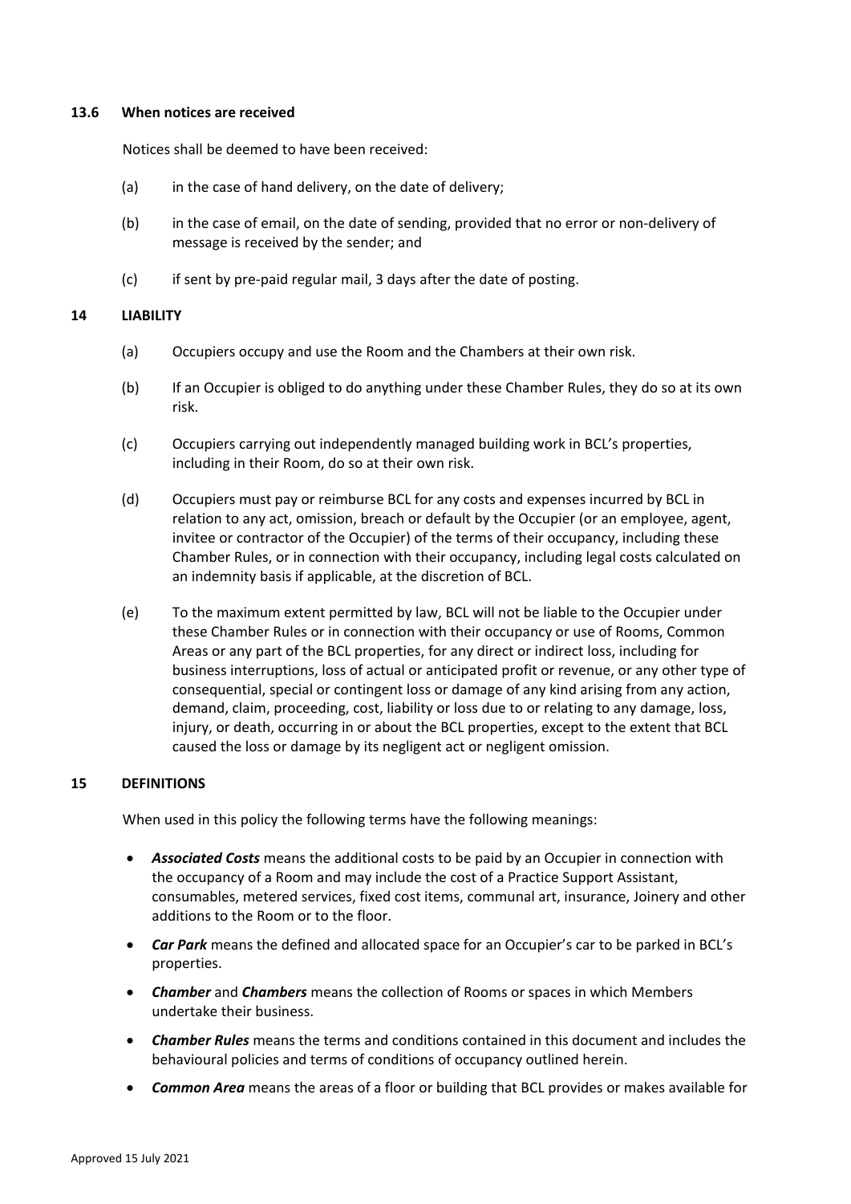### 13.6 When notices are received

Notices shall be deemed to have been received:

(a) in the case of hand delivery, on the date of delivery;

(b) in the case of email, on the date of sending, provided that no error or non-delivery of message is received by the sender; and

(c) if sent by pre-paid regular mail, 3 days after the date of posting.

## 14 LIABILITY

(a) Occupiers occupy and use the Room and the Chambers at their own risk.

(b) If an Occupier is obliged to do anything under these Chamber Rules, they do so at its own risk.

(c) Occupiers carrying out independently managed building work in BCL's properties, including in their Room, do so at their own risk.

(d) Occupiers must pay or reimburse BCL for any costs and expenses incurred by BCL in relation to any act, omission, breach or default by the Occupier (or an employee, agent, invitee or contractor of the Occupier) of the terms of their occupancy, including these Chamber Rules, or in connection with their occupancy, including legal costs calculated on an indemnity basis if applicable, at the discretion of BCL.

(e) To the maximum extent permitted by law, BCL will not be liable to the Occupier under these Chamber Rules or in connection with their occupancy or use of Rooms, Common Areas or any part of the BCL properties, for any direct or indirect loss, including for business interruptions, loss of actual or anticipated profit or revenue, or any other type of consequential, special or contingent loss or damage of any kind arising from any action, demand, claim, proceeding, cost, liability or loss due to or relating to any damage, loss, injury, or death, occurring in or about the BCL properties, except to the extent that BCL caused the loss or damage by its negligent act or negligent omission.

## 15 DEFINITIONS

When used in this policy the following terms have the following meanings:

- ***Associated Costs*** means the additional costs to be paid by an Occupier in connection with the occupancy of a Room and may include the cost of a Practice Support Assistant, consumables, metered services, fixed cost items, communal art, insurance, Joinery and other additions to the Room or to the floor.
- ***Car Park*** means the defined and allocated space for an Occupier's car to be parked in BCL's properties.
- ***Chamber*** and ***Chambers*** means the collection of Rooms or spaces in which Members undertake their business.
- ***Chamber Rules*** means the terms and conditions contained in this document and includes the behavioural policies and terms of conditions of occupancy outlined herein.
- ***Common Area*** means the areas of a floor or building that BCL provides or makes available for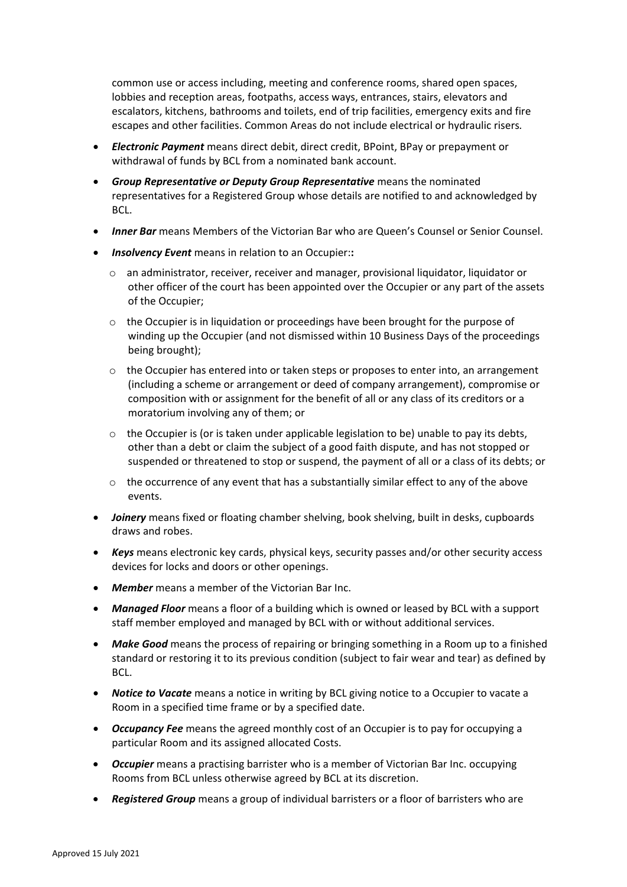common use or access including, meeting and conference rooms, shared open spaces, lobbies and reception areas, footpaths, access ways, entrances, stairs, elevators and escalators, kitchens, bathrooms and toilets, end of trip facilities, emergency exits and fire escapes and other facilities. Common Areas do not include electrical or hydraulic risers.

- ***Electronic Payment*** means direct debit, direct credit, BPoint, BPay or prepayment or withdrawal of funds by BCL from a nominated bank account.
- ***Group Representative or Deputy Group Representative*** means the nominated representatives for a Registered Group whose details are notified to and acknowledged by BCL.
- ***Inner Bar*** means Members of the Victorian Bar who are Queen's Counsel or Senior Counsel.
- ***Insolvency Event*** means in relation to an Occupier:**:**
  - an administrator, receiver, receiver and manager, provisional liquidator, liquidator or other officer of the court has been appointed over the Occupier or any part of the assets of the Occupier;
  - the Occupier is in liquidation or proceedings have been brought for the purpose of winding up the Occupier (and not dismissed within 10 Business Days of the proceedings being brought);
  - the Occupier has entered into or taken steps or proposes to enter into, an arrangement (including a scheme or arrangement or deed of company arrangement), compromise or composition with or assignment for the benefit of all or any class of its creditors or a moratorium involving any of them; or
  - the Occupier is (or is taken under applicable legislation to be) unable to pay its debts, other than a debt or claim the subject of a good faith dispute, and has not stopped or suspended or threatened to stop or suspend, the payment of all or a class of its debts; or
  - the occurrence of any event that has a substantially similar effect to any of the above events.
- ***Joinery*** means fixed or floating chamber shelving, book shelving, built in desks, cupboards draws and robes.
- ***Keys*** means electronic key cards, physical keys, security passes and/or other security access devices for locks and doors or other openings.
- ***Member*** means a member of the Victorian Bar Inc.
- ***Managed Floor*** means a floor of a building which is owned or leased by BCL with a support staff member employed and managed by BCL with or without additional services.
- ***Make Good*** means the process of repairing or bringing something in a Room up to a finished standard or restoring it to its previous condition (subject to fair wear and tear) as defined by BCL.
- ***Notice to Vacate*** means a notice in writing by BCL giving notice to a Occupier to vacate a Room in a specified time frame or by a specified date.
- ***Occupancy Fee*** means the agreed monthly cost of an Occupier is to pay for occupying a particular Room and its assigned allocated Costs.
- ***Occupier*** means a practising barrister who is a member of Victorian Bar Inc. occupying Rooms from BCL unless otherwise agreed by BCL at its discretion.
- ***Registered Group*** means a group of individual barristers or a floor of barristers who are

Approved 15 July 2021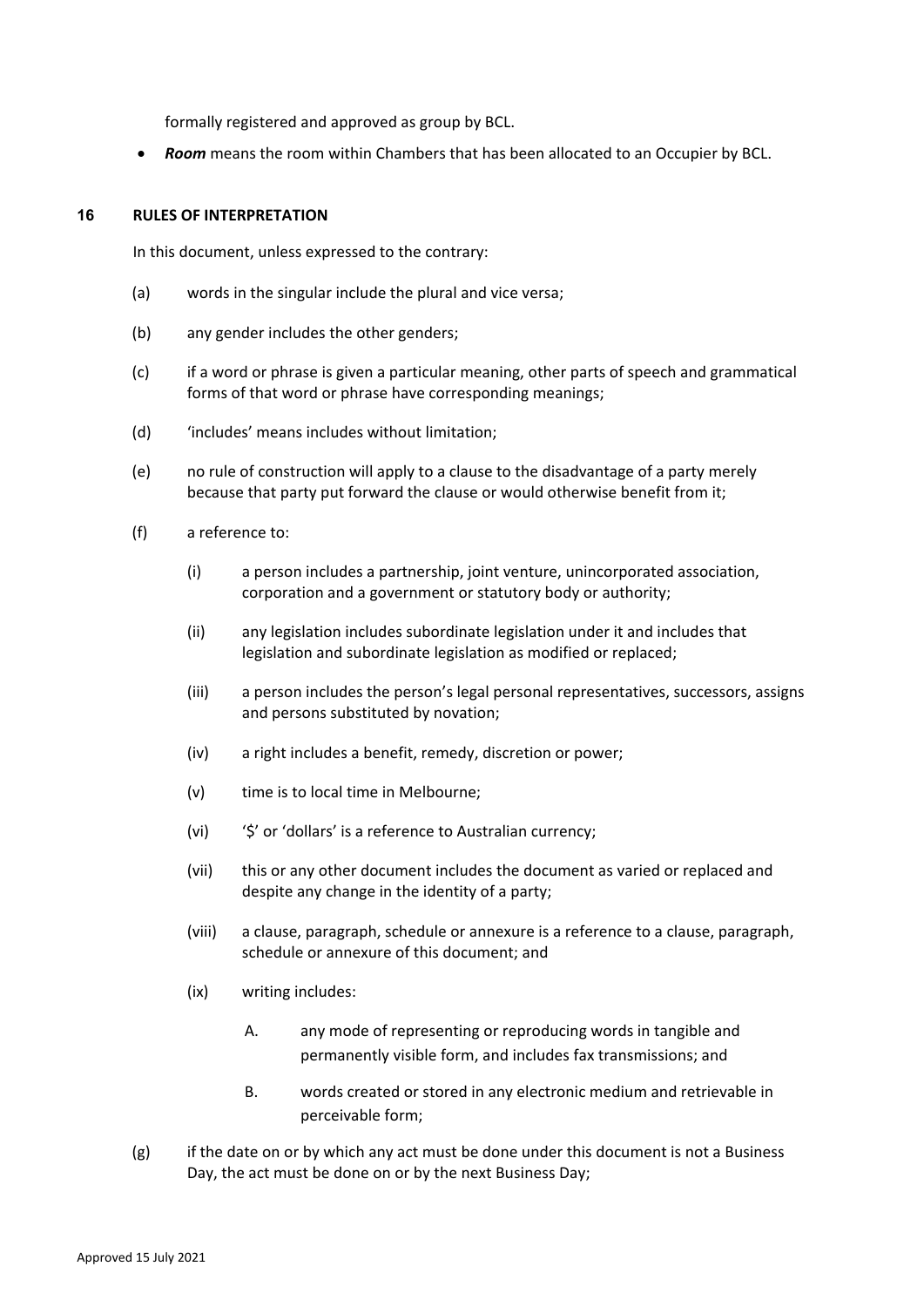formally registered and approved as group by BCL.

- ***Room*** means the room within Chambers that has been allocated to an Occupier by BCL.

## 16 RULES OF INTERPRETATION

In this document, unless expressed to the contrary:

(a) words in the singular include the plural and vice versa;

(b) any gender includes the other genders;

(c) if a word or phrase is given a particular meaning, other parts of speech and grammatical forms of that word or phrase have corresponding meanings;

(d) 'includes' means includes without limitation;

(e) no rule of construction will apply to a clause to the disadvantage of a party merely because that party put forward the clause or would otherwise benefit from it;

(f) a reference to:

  (i) a person includes a partnership, joint venture, unincorporated association, corporation and a government or statutory body or authority;

  (ii) any legislation includes subordinate legislation under it and includes that legislation and subordinate legislation as modified or replaced;

  (iii) a person includes the person's legal personal representatives, successors, assigns and persons substituted by novation;

  (iv) a right includes a benefit, remedy, discretion or power;

  (v) time is to local time in Melbourne;

  (vi) '$' or 'dollars' is a reference to Australian currency;

  (vii) this or any other document includes the document as varied or replaced and despite any change in the identity of a party;

  (viii) a clause, paragraph, schedule or annexure is a reference to a clause, paragraph, schedule or annexure of this document; and

  (ix) writing includes:

    A. any mode of representing or reproducing words in tangible and permanently visible form, and includes fax transmissions; and

    B. words created or stored in any electronic medium and retrievable in perceivable form;

(g) if the date on or by which any act must be done under this document is not a Business Day, the act must be done on or by the next Business Day;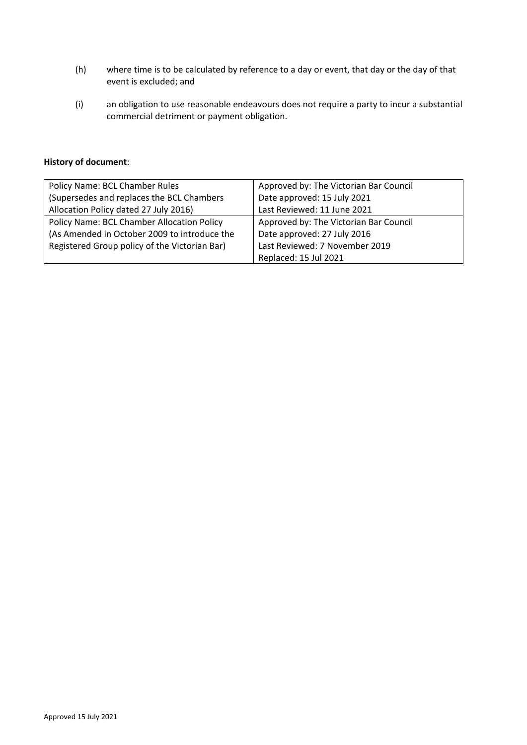(h) where time is to be calculated by reference to a day or event, that day or the day of that event is excluded; and

(i) an obligation to use reasonable endeavours does not require a party to incur a substantial commercial detriment or payment obligation.

**History of document**:

| | |
|---|---|
| Policy Name: BCL Chamber Rules<br>(Supersedes and replaces the BCL Chambers Allocation Policy dated 27 July 2016) | Approved by: The Victorian Bar Council<br>Date approved: 15 July 2021<br>Last Reviewed: 11 June 2021 |
| Policy Name: BCL Chamber Allocation Policy<br>(As Amended in October 2009 to introduce the Registered Group policy of the Victorian Bar) | Approved by: The Victorian Bar Council<br>Date approved: 27 July 2016<br>Last Reviewed: 7 November 2019<br>Replaced: 15 Jul 2021 |

Approved 15 July 2021